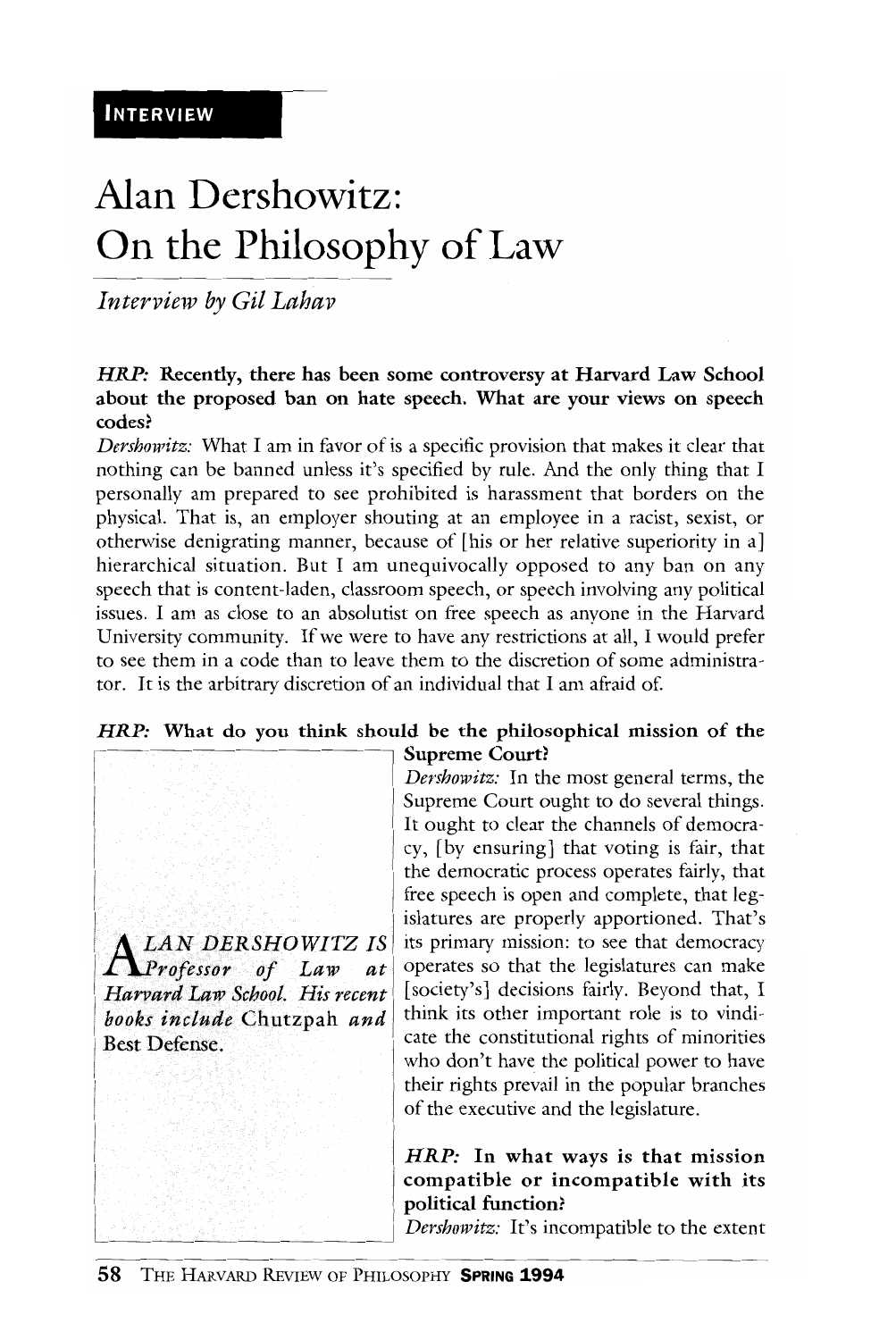INTERVIEW

# Alan Dershowitz: On the Philosophy of Law

*Interview by Gil Lahav*

***HRP:* Recently, there has been some controversy at Harvard Law School about the proposed ban on hate speech. What are your views on speech codes?**

*Dershowitz:* What I am in favor of is a specific provision that makes it clear that nothing can be banned unless it's specified by rule. And the only thing that I personally am prepared to see prohibited is harassment that borders on the physical. That is, an employer shouting at an employee in a racist, sexist, or otherwise denigrating manner, because of [his or her relative superiority in a] hierarchical situation. But I am unequivocally opposed to any ban on any speech that is content-laden, classroom speech, or speech involving any political issues. I am as close to an absolutist on free speech as anyone in the Harvard University community. If we were to have any restrictions at all, I would prefer to see them in a code than to leave them to the discretion of some administrator. It is the arbitrary discretion of an individual that I am afraid of.

***HRP:* What do you think should be the philosophical mission of the Supreme Court?**

*Dershowitz:* In the most general terms, the Supreme Court ought to do several things. It ought to clear the channels of democracy, [by ensuring] that voting is fair, that the democratic process operates fairly, that free speech is open and complete, that legislatures are properly apportioned. That's its primary mission: to see that democracy operates so that the legislatures can make [society's] decisions fairly. Beyond that, I think its other important role is to vindicate the constitutional rights of minorities who don't have the political power to have their rights prevail in the popular branches of the executive and the legislature.

*ALAN DERSHOWITZ IS Professor of Law at Harvard Law School. His recent books include* Chutzpah *and* Best Defense.

***HRP:* In what ways is that mission compatible or incompatible with its political function?**

*Dershowitz:* It's incompatible to the extent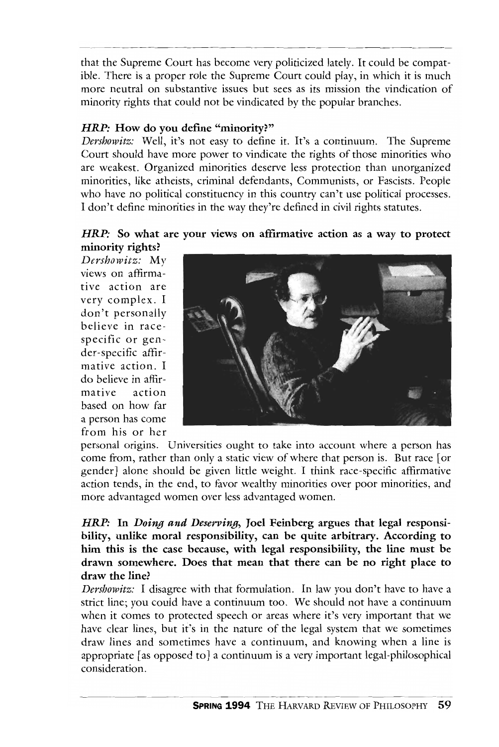that the Supreme Court has become very politicized lately. It could be compatible. There is a proper role the Supreme Court could play, in which it is much more neutral on substantive issues but sees as its mission the vindication of minority rights that could not be vindicated by the popular branches.

***HRP:* How do you define "minority?"**

*Dershowitz:* Well, it's not easy to define it. It's a continuum. The Supreme Court should have more power to vindicate the rights of those minorities who are weakest. Organized minorities deserve less protection than unorganized minorities, like atheists, criminal defendants, Communists, or Fascists. People who have no political constituency in this country can't use political processes. I don't define minorities in the way they're defined in civil rights statutes.

***HRP:* So what are your views on affirmative action as a way to protect minority rights?**

*Dershowitz:* My views on affirmative action are very complex. I don't personally believe in race-specific or gender-specific affirmative action. I do believe in affirmative action based on how far a person has come from his or her personal origins. Universities ought to take into account where a person has come from, rather than only a static view of where that person is. But race [or gender] alone should be given little weight. I think race-specific affirmative action tends, in the end, to favor wealthy minorities over poor minorities, and more advantaged women over less advantaged women.

***HRP:* In *Doing and Deserving*, Joel Feinberg argues that legal responsibility, unlike moral responsibility, can be quite arbitrary. According to him this is the case because, with legal responsibility, the line must be drawn somewhere. Does that mean that there can be no right place to draw the line?**

*Dershowitz:* I disagree with that formulation. In law you don't have to have a strict line; you could have a continuum too. We should not have a continuum when it comes to protected speech or areas where it's very important that we have clear lines, but it's in the nature of the legal system that we sometimes draw lines and sometimes have a continuum, and knowing when a line is appropriate [as opposed to] a continuum is a very important legal-philosophical consideration.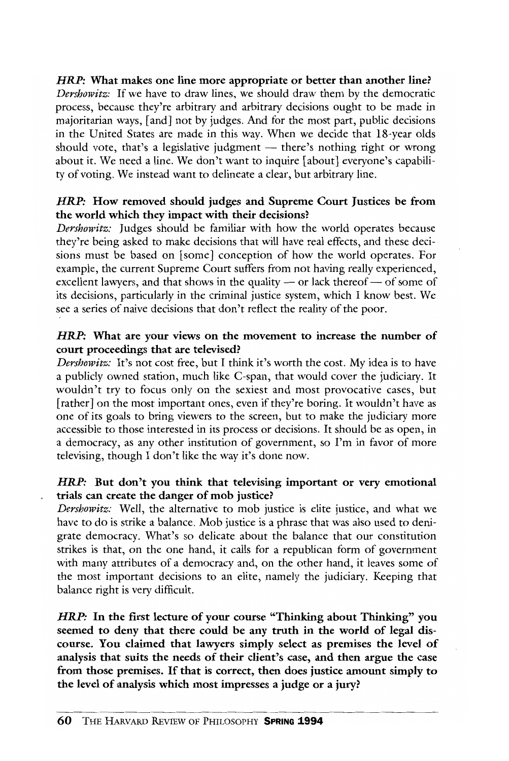***HRP*: What makes one line more appropriate or better than another line?**
*Dershowitz:* If we have to draw lines, we should draw them by the democratic process, because they're arbitrary and arbitrary decisions ought to be made in majoritarian ways, [and] not by judges. And for the most part, public decisions in the United States are made in this way. When we decide that 18-year olds should vote, that's a legislative judgment — there's nothing right or wrong about it. We need a line. We don't want to inquire [about] everyone's capability of voting. We instead want to delineate a clear, but arbitrary line.

***HRP*: How removed should judges and Supreme Court Justices be from the world which they impact with their decisions?**
*Dershowitz:* Judges should be familiar with how the world operates because they're being asked to make decisions that will have real effects, and these decisions must be based on [some] conception of how the world operates. For example, the current Supreme Court suffers from not having really experienced, excellent lawyers, and that shows in the quality — or lack thereof — of some of its decisions, particularly in the criminal justice system, which I know best. We see a series of naive decisions that don't reflect the reality of the poor.

***HRP*: What are your views on the movement to increase the number of court proceedings that are televised?**
*Dershowitz:* It's not cost free, but I think it's worth the cost. My idea is to have a publicly owned station, much like C-span, that would cover the judiciary. It wouldn't try to focus only on the sexiest and most provocative cases, but [rather] on the most important ones, even if they're boring. It wouldn't have as one of its goals to bring viewers to the screen, but to make the judiciary more accessible to those interested in its process or decisions. It should be as open, in a democracy, as any other institution of government, so I'm in favor of more televising, though I don't like the way it's done now.

***HRP*: But don't you think that televising important or very emotional trials can create the danger of mob justice?**
*Dershowitz:* Well, the alternative to mob justice is elite justice, and what we have to do is strike a balance. Mob justice is a phrase that was also used to denigrate democracy. What's so delicate about the balance that our constitution strikes is that, on the one hand, it calls for a republican form of government with many attributes of a democracy and, on the other hand, it leaves some of the most important decisions to an elite, namely the judiciary. Keeping that balance right is very difficult.

***HRP*: In the first lecture of your course "Thinking about Thinking" you seemed to deny that there could be any truth in the world of legal discourse. You claimed that lawyers simply select as premises the level of analysis that suits the needs of their client's case, and then argue the case from those premises. If that is correct, then does justice amount simply to the level of analysis which most impresses a judge or a jury?**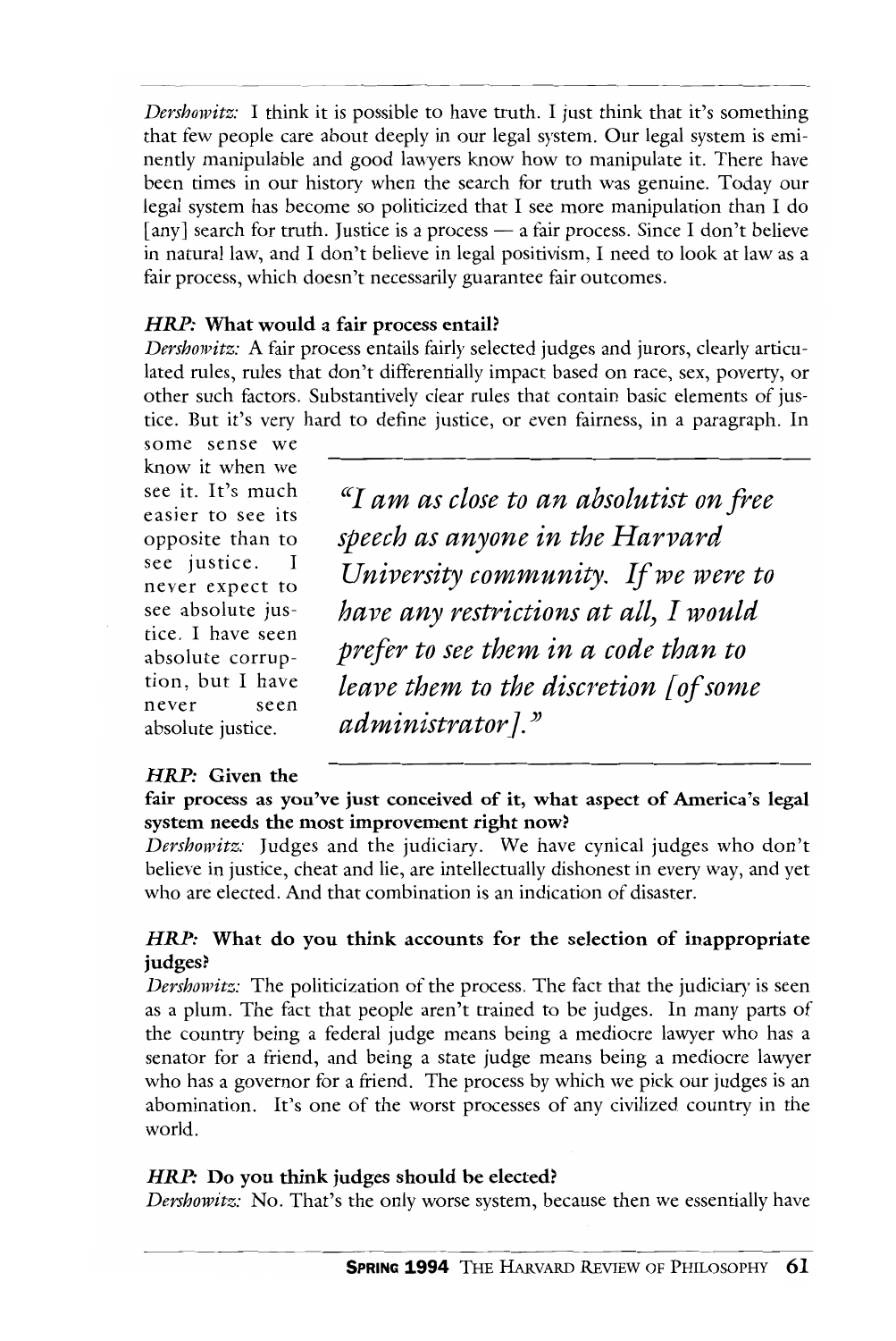*Dershowitz:* I think it is possible to have truth. I just think that it's something that few people care about deeply in our legal system. Our legal system is eminently manipulable and good lawyers know how to manipulate it. There have been times in our history when the search for truth was genuine. Today our legal system has become so politicized that I see more manipulation than I do [any] search for truth. Justice is a process — a fair process. Since I don't believe in natural law, and I don't believe in legal positivism, I need to look at law as a fair process, which doesn't necessarily guarantee fair outcomes.

***HRP:* What would a fair process entail?**

*Dershowitz:* A fair process entails fairly selected judges and jurors, clearly articulated rules, rules that don't differentially impact based on race, sex, poverty, or other such factors. Substantively clear rules that contain basic elements of justice. But it's very hard to define justice, or even fairness, in a paragraph. In some sense we know it when we see it. It's much easier to see its opposite than to see justice. I never expect to see absolute justice. I have seen absolute corruption, but I have never seen absolute justice.

> *"I am as close to an absolutist on free speech as anyone in the Harvard University community. If we were to have any restrictions at all, I would prefer to see them in a code than to leave them to the discretion [of some administrator]."*

***HRP:* Given the fair process as you've just conceived of it, what aspect of America's legal system needs the most improvement right now?**

*Dershowitz:* Judges and the judiciary. We have cynical judges who don't believe in justice, cheat and lie, are intellectually dishonest in every way, and yet who are elected. And that combination is an indication of disaster.

***HRP:* What do you think accounts for the selection of inappropriate judges?**

*Dershowitz:* The politicization of the process. The fact that the judiciary is seen as a plum. The fact that people aren't trained to be judges. In many parts of the country being a federal judge means being a mediocre lawyer who has a senator for a friend, and being a state judge means being a mediocre lawyer who has a governor for a friend. The process by which we pick our judges is an abomination. It's one of the worst processes of any civilized country in the world.

***HRP:* Do you think judges should be elected?**

*Dershowitz:* No. That's the only worse system, because then we essentially have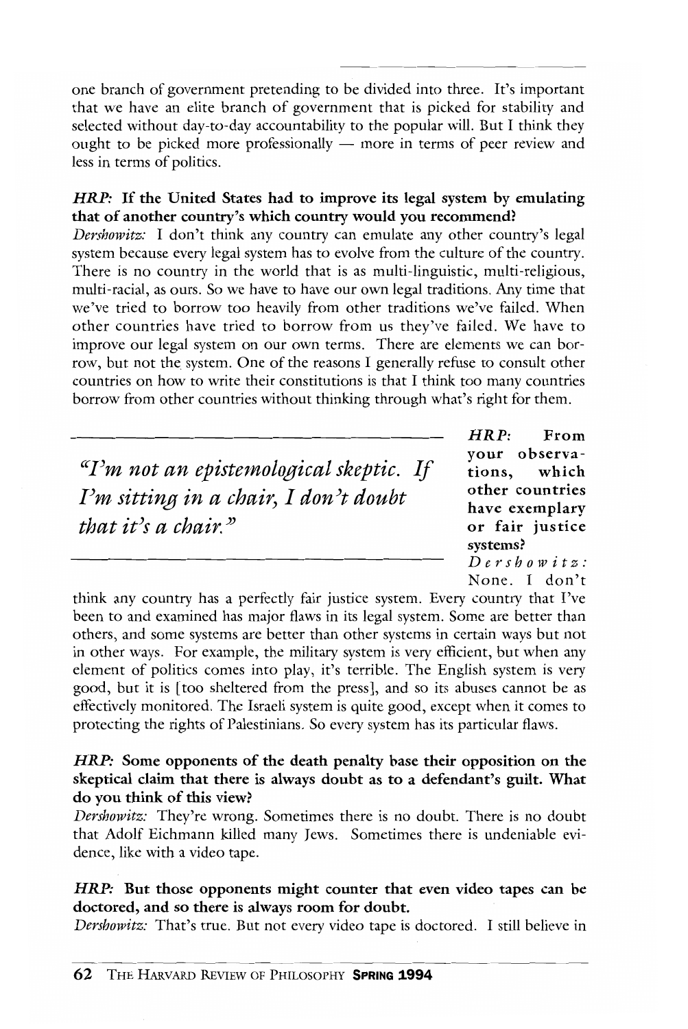one branch of government pretending to be divided into three. It's important that we have an elite branch of government that is picked for stability and selected without day-to-day accountability to the popular will. But I think they ought to be picked more professionally — more in terms of peer review and less in terms of politics.

***HRP:* If the United States had to improve its legal system by emulating that of another country's which country would you recommend?**

*Dershowitz:* I don't think any country can emulate any other country's legal system because every legal system has to evolve from the culture of the country. There is no country in the world that is as multi-linguistic, multi-religious, multi-racial, as ours. So we have to have our own legal traditions. Any time that we've tried to borrow too heavily from other traditions we've failed. When other countries have tried to borrow from us they've failed. We have to improve our legal system on our own terms. There are elements we can borrow, but not the system. One of the reasons I generally refuse to consult other countries on how to write their constitutions is that I think too many countries borrow from other countries without thinking through what's right for them.

> *"I'm not an epistemological skeptic. If I'm sitting in a chair, I don't doubt that it's a chair."*

***HRP:* From your observations, which other countries have exemplary or fair justice systems?**

*Dershowitz:* None. I don't think any country has a perfectly fair justice system. Every country that I've been to and examined has major flaws in its legal system. Some are better than others, and some systems are better than other systems in certain ways but not in other ways. For example, the military system is very efficient, but when any element of politics comes into play, it's terrible. The English system is very good, but it is [too sheltered from the press], and so its abuses cannot be as effectively monitored. The Israeli system is quite good, except when it comes to protecting the rights of Palestinians. So every system has its particular flaws.

***HRP:* Some opponents of the death penalty base their opposition on the skeptical claim that there is always doubt as to a defendant's guilt. What do you think of this view?**

*Dershowitz:* They're wrong. Sometimes there is no doubt. There is no doubt that Adolf Eichmann killed many Jews. Sometimes there is undeniable evidence, like with a video tape.

***HRP:* But those opponents might counter that even video tapes can be doctored, and so there is always room for doubt.**

*Dershowitz:* That's true. But not every video tape is doctored. I still believe in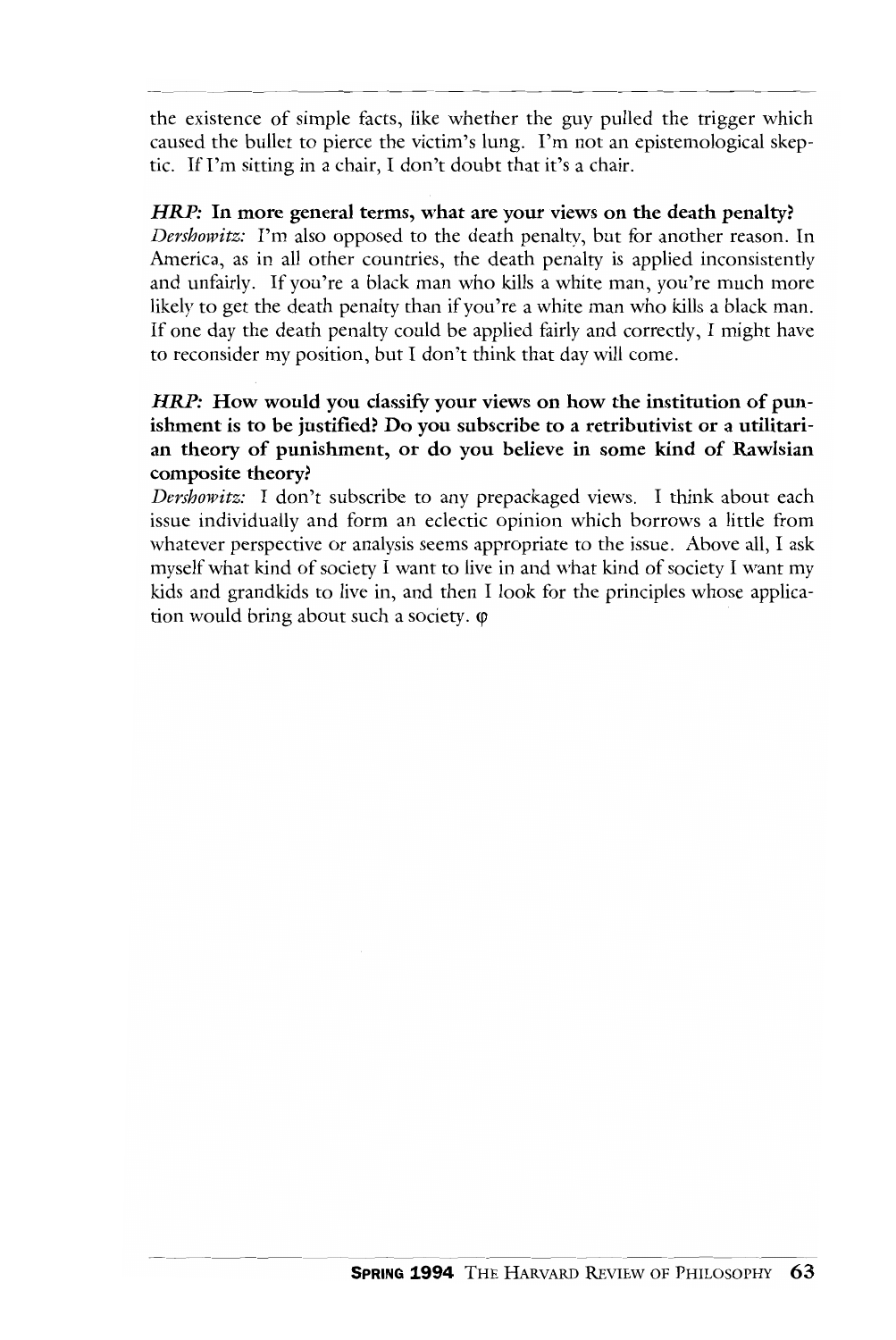the existence of simple facts, like whether the guy pulled the trigger which caused the bullet to pierce the victim's lung. I'm not an epistemological skeptic. If I'm sitting in a chair, I don't doubt that it's a chair.

***HRP*: In more general terms, what are your views on the death penalty?**
*Dershowitz:* I'm also opposed to the death penalty, but for another reason. In America, as in all other countries, the death penalty is applied inconsistently and unfairly. If you're a black man who kills a white man, you're much more likely to get the death penalty than if you're a white man who kills a black man. If one day the death penalty could be applied fairly and correctly, I might have to reconsider my position, but I don't think that day will come.

***HRP*: How would you classify your views on how the institution of punishment is to be justified? Do you subscribe to a retributivist or a utilitarian theory of punishment, or do you believe in some kind of Rawlsian composite theory?**
*Dershowitz:* I don't subscribe to any prepackaged views. I think about each issue individually and form an eclectic opinion which borrows a little from whatever perspective or analysis seems appropriate to the issue. Above all, I ask myself what kind of society I want to live in and what kind of society I want my kids and grandkids to live in, and then I look for the principles whose application would bring about such a society. φ